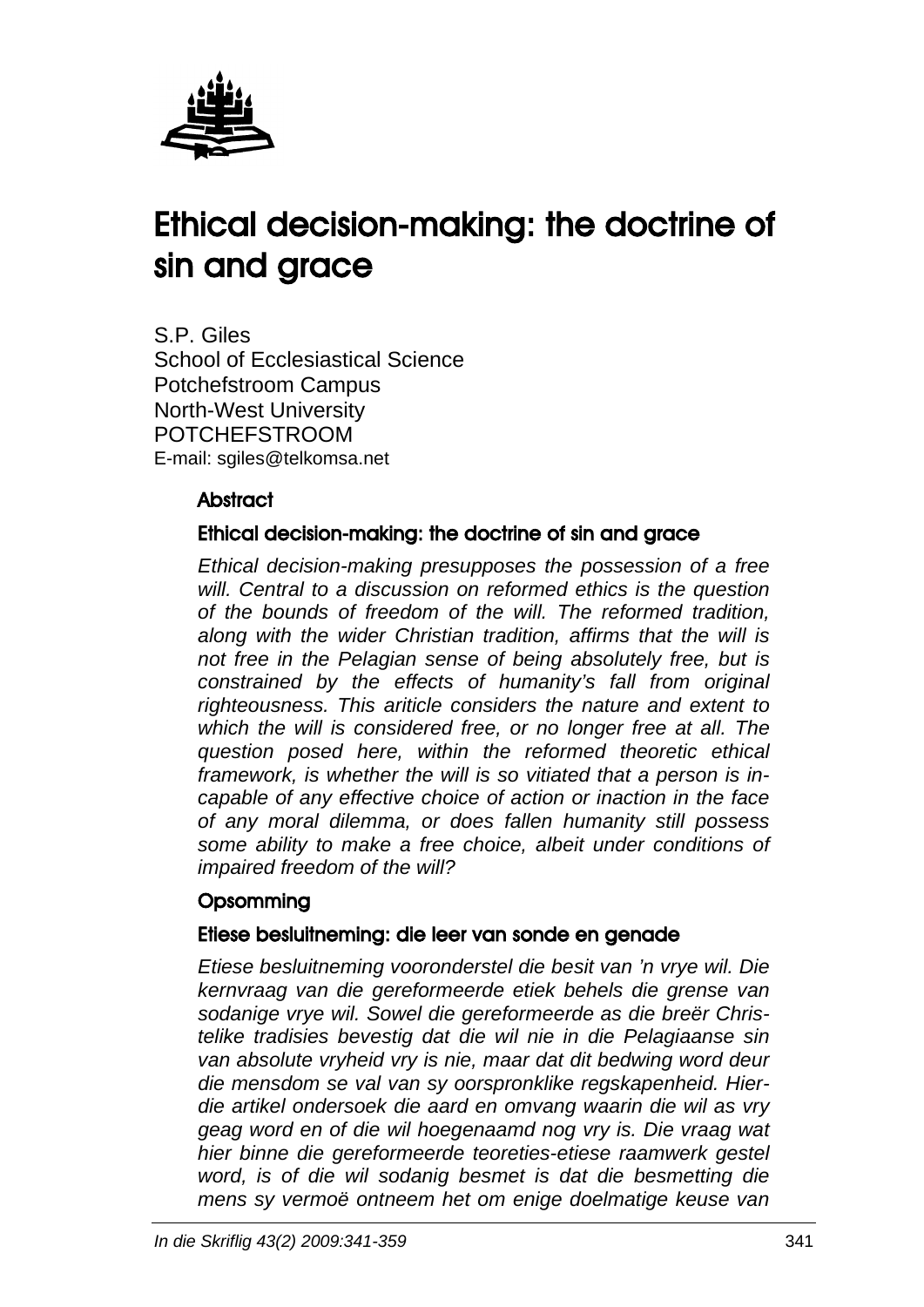# Ethical decision-making: the doctrine of sin and grace

S.P. Giles
School of Ecclesiastical Science
Potchefstroom Campus
North-West University
POTCHEFSTROOM
E-mail: sgiles@telkomsa.net

## Abstract

### Ethical decision-making: the doctrine of sin and grace

*Ethical decision-making presupposes the possession of a free will. Central to a discussion on reformed ethics is the question of the bounds of freedom of the will. The reformed tradition, along with the wider Christian tradition, affirms that the will is not free in the Pelagian sense of being absolutely free, but is constrained by the effects of humanity's fall from original righteousness. This ariticle considers the nature and extent to which the will is considered free, or no longer free at all. The question posed here, within the reformed theoretic ethical framework, is whether the will is so vitiated that a person is incapable of any effective choice of action or inaction in the face of any moral dilemma, or does fallen humanity still possess some ability to make a free choice, albeit under conditions of impaired freedom of the will?*

## Opsomming

### Etiese besluitneming: die leer van sonde en genade

*Etiese besluitneming vooronderstel die besit van 'n vrye wil. Die kernvraag van die gereformeerde etiek behels die grense van sodanige vrye wil. Sowel die gereformeerde as die breër Christelike tradisies bevestig dat die wil nie in die Pelagiaanse sin van absolute vryheid vry is nie, maar dat dit bedwing word deur die mensdom se val van sy oorspronklike regskapenheid. Hierdie artikel ondersoek die aard en omvang waarin die wil as vry geag word en of die wil hoegenaamd nog vry is. Die vraag wat hier binne die gereformeerde teoreties-etiese raamwerk gestel word, is of die wil sodanig besmet is dat die besmetting die mens sy vermoë ontneem het om enige doelmatige keuse van*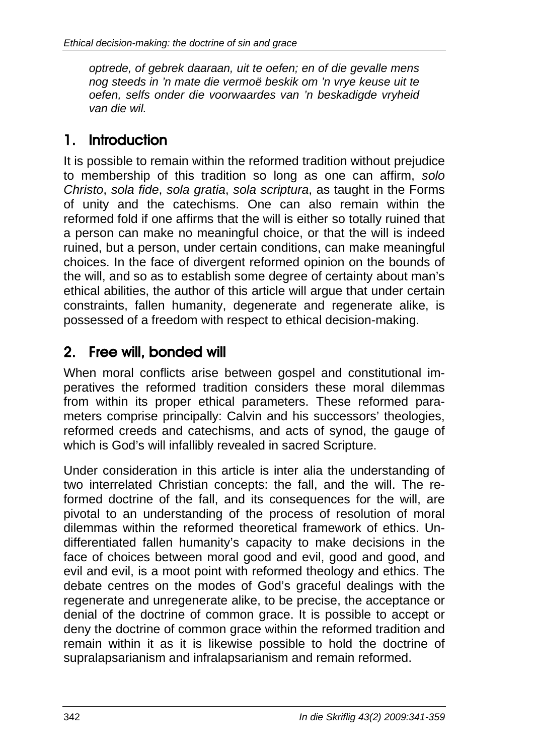*optrede, of gebrek daaraan, uit te oefen; en of die gevalle mens nog steeds in 'n mate die vermoë beskik om 'n vrye keuse uit te oefen, selfs onder die voorwaardes van 'n beskadigde vryheid van die wil.*

## 1. Introduction

It is possible to remain within the reformed tradition without prejudice to membership of this tradition so long as one can affirm, *solo Christo*, *sola fide*, *sola gratia*, *sola scriptura*, as taught in the Forms of unity and the catechisms. One can also remain within the reformed fold if one affirms that the will is either so totally ruined that a person can make no meaningful choice, or that the will is indeed ruined, but a person, under certain conditions, can make meaningful choices. In the face of divergent reformed opinion on the bounds of the will, and so as to establish some degree of certainty about man's ethical abilities, the author of this article will argue that under certain constraints, fallen humanity, degenerate and regenerate alike, is possessed of a freedom with respect to ethical decision-making.

## 2. Free will, bonded will

When moral conflicts arise between gospel and constitutional imperatives the reformed tradition considers these moral dilemmas from within its proper ethical parameters. These reformed parameters comprise principally: Calvin and his successors' theologies, reformed creeds and catechisms, and acts of synod, the gauge of which is God's will infallibly revealed in sacred Scripture.

Under consideration in this article is inter alia the understanding of two interrelated Christian concepts: the fall, and the will. The reformed doctrine of the fall, and its consequences for the will, are pivotal to an understanding of the process of resolution of moral dilemmas within the reformed theoretical framework of ethics. Undifferentiated fallen humanity's capacity to make decisions in the face of choices between moral good and evil, good and good, and evil and evil, is a moot point with reformed theology and ethics. The debate centres on the modes of God's graceful dealings with the regenerate and unregenerate alike, to be precise, the acceptance or denial of the doctrine of common grace. It is possible to accept or deny the doctrine of common grace within the reformed tradition and remain within it as it is likewise possible to hold the doctrine of supralapsarianism and infralapsarianism and remain reformed.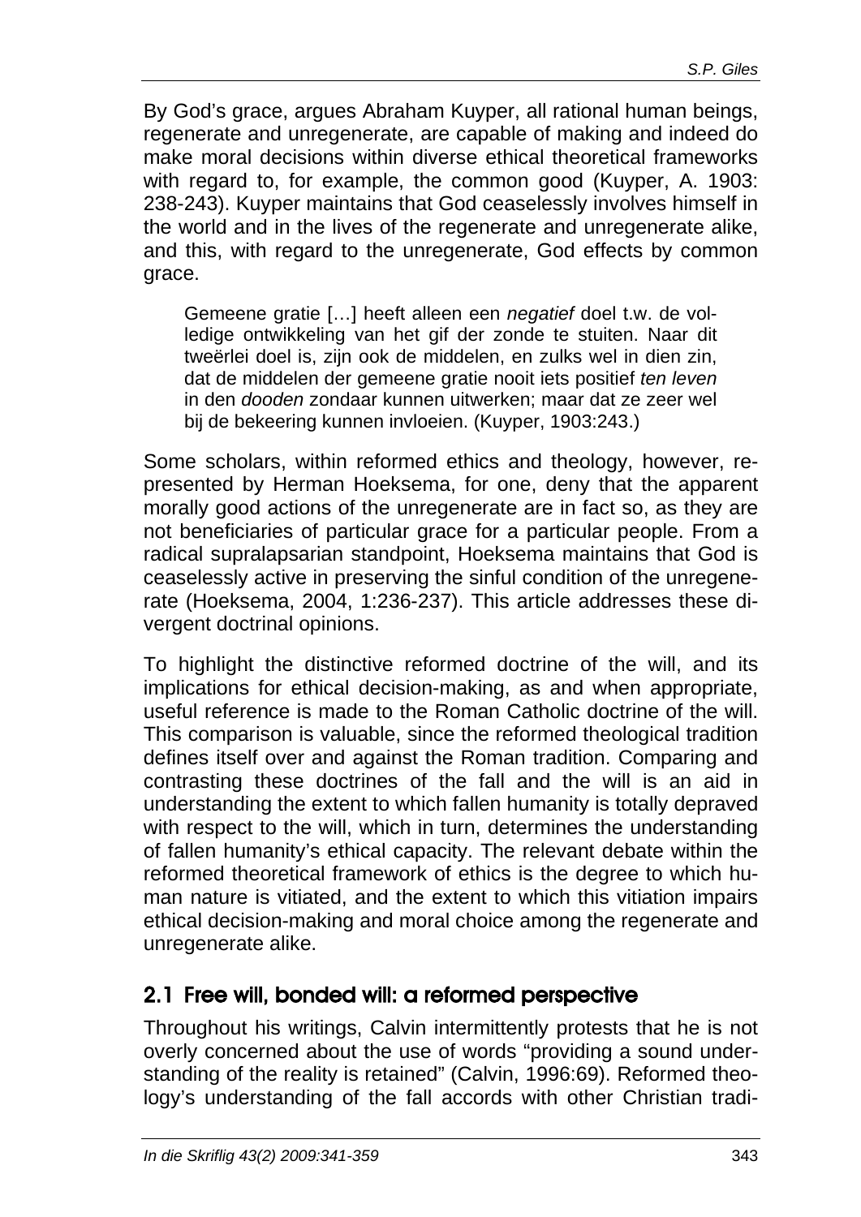By God's grace, argues Abraham Kuyper, all rational human beings, regenerate and unregenerate, are capable of making and indeed do make moral decisions within diverse ethical theoretical frameworks with regard to, for example, the common good (Kuyper, A. 1903: 238-243). Kuyper maintains that God ceaselessly involves himself in the world and in the lives of the regenerate and unregenerate alike, and this, with regard to the unregenerate, God effects by common grace.

> Gemeene gratie […] heeft alleen een *negatief* doel t.w. de volledige ontwikkeling van het gif der zonde te stuiten. Naar dit tweërlei doel is, zijn ook de middelen, en zulks wel in dien zin, dat de middelen der gemeene gratie nooit iets positief *ten leven* in den *dooden* zondaar kunnen uitwerken; maar dat ze zeer wel bij de bekeering kunnen invloeien. (Kuyper, 1903:243.)

Some scholars, within reformed ethics and theology, however, represented by Herman Hoeksema, for one, deny that the apparent morally good actions of the unregenerate are in fact so, as they are not beneficiaries of particular grace for a particular people. From a radical supralapsarian standpoint, Hoeksema maintains that God is ceaselessly active in preserving the sinful condition of the unregenerate (Hoeksema, 2004, 1:236-237). This article addresses these divergent doctrinal opinions.

To highlight the distinctive reformed doctrine of the will, and its implications for ethical decision-making, as and when appropriate, useful reference is made to the Roman Catholic doctrine of the will. This comparison is valuable, since the reformed theological tradition defines itself over and against the Roman tradition. Comparing and contrasting these doctrines of the fall and the will is an aid in understanding the extent to which fallen humanity is totally depraved with respect to the will, which in turn, determines the understanding of fallen humanity's ethical capacity. The relevant debate within the reformed theoretical framework of ethics is the degree to which human nature is vitiated, and the extent to which this vitiation impairs ethical decision-making and moral choice among the regenerate and unregenerate alike.

## 2.1 Free will, bonded will: a reformed perspective

Throughout his writings, Calvin intermittently protests that he is not overly concerned about the use of words "providing a sound understanding of the reality is retained" (Calvin, 1996:69). Reformed theology's understanding of the fall accords with other Christian tradi-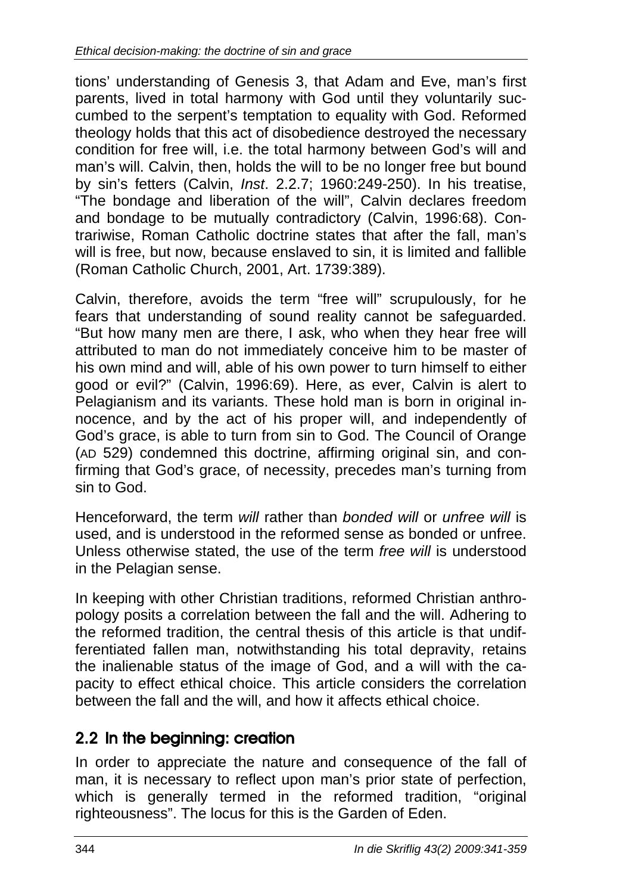tions' understanding of Genesis 3, that Adam and Eve, man's first parents, lived in total harmony with God until they voluntarily succumbed to the serpent's temptation to equality with God. Reformed theology holds that this act of disobedience destroyed the necessary condition for free will, i.e. the total harmony between God's will and man's will. Calvin, then, holds the will to be no longer free but bound by sin's fetters (Calvin, *Inst*. 2.2.7; 1960:249-250). In his treatise, "The bondage and liberation of the will", Calvin declares freedom and bondage to be mutually contradictory (Calvin, 1996:68). Contrariwise, Roman Catholic doctrine states that after the fall, man's will is free, but now, because enslaved to sin, it is limited and fallible (Roman Catholic Church, 2001, Art. 1739:389).

Calvin, therefore, avoids the term "free will" scrupulously, for he fears that understanding of sound reality cannot be safeguarded. "But how many men are there, I ask, who when they hear free will attributed to man do not immediately conceive him to be master of his own mind and will, able of his own power to turn himself to either good or evil?" (Calvin, 1996:69). Here, as ever, Calvin is alert to Pelagianism and its variants. These hold man is born in original innocence, and by the act of his proper will, and independently of God's grace, is able to turn from sin to God. The Council of Orange (AD 529) condemned this doctrine, affirming original sin, and confirming that God's grace, of necessity, precedes man's turning from sin to God.

Henceforward, the term *will* rather than *bonded will* or *unfree will* is used, and is understood in the reformed sense as bonded or unfree. Unless otherwise stated, the use of the term *free will* is understood in the Pelagian sense.

In keeping with other Christian traditions, reformed Christian anthropology posits a correlation between the fall and the will. Adhering to the reformed tradition, the central thesis of this article is that undifferentiated fallen man, notwithstanding his total depravity, retains the inalienable status of the image of God, and a will with the capacity to effect ethical choice. This article considers the correlation between the fall and the will, and how it affects ethical choice.

## 2.2 In the beginning: creation

In order to appreciate the nature and consequence of the fall of man, it is necessary to reflect upon man's prior state of perfection, which is generally termed in the reformed tradition, "original righteousness". The locus for this is the Garden of Eden.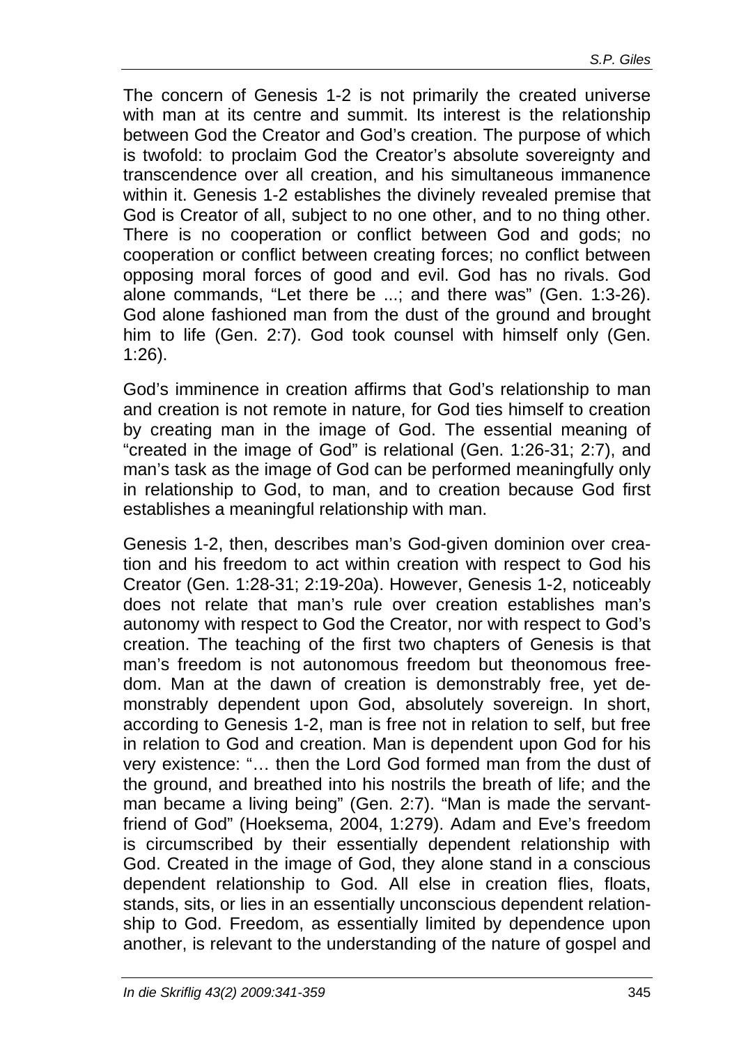The concern of Genesis 1-2 is not primarily the created universe with man at its centre and summit. Its interest is the relationship between God the Creator and God's creation. The purpose of which is twofold: to proclaim God the Creator's absolute sovereignty and transcendence over all creation, and his simultaneous immanence within it. Genesis 1-2 establishes the divinely revealed premise that God is Creator of all, subject to no one other, and to no thing other. There is no cooperation or conflict between God and gods; no cooperation or conflict between creating forces; no conflict between opposing moral forces of good and evil. God has no rivals. God alone commands, "Let there be ...; and there was" (Gen. 1:3-26). God alone fashioned man from the dust of the ground and brought him to life (Gen. 2:7). God took counsel with himself only (Gen. 1:26).

God's imminence in creation affirms that God's relationship to man and creation is not remote in nature, for God ties himself to creation by creating man in the image of God. The essential meaning of "created in the image of God" is relational (Gen. 1:26-31; 2:7), and man's task as the image of God can be performed meaningfully only in relationship to God, to man, and to creation because God first establishes a meaningful relationship with man.

Genesis 1-2, then, describes man's God-given dominion over creation and his freedom to act within creation with respect to God his Creator (Gen. 1:28-31; 2:19-20a). However, Genesis 1-2, noticeably does not relate that man's rule over creation establishes man's autonomy with respect to God the Creator, nor with respect to God's creation. The teaching of the first two chapters of Genesis is that man's freedom is not autonomous freedom but theonomous freedom. Man at the dawn of creation is demonstrably free, yet demonstrably dependent upon God, absolutely sovereign. In short, according to Genesis 1-2, man is free not in relation to self, but free in relation to God and creation. Man is dependent upon God for his very existence: "… then the Lord God formed man from the dust of the ground, and breathed into his nostrils the breath of life; and the man became a living being" (Gen. 2:7). "Man is made the servant-friend of God" (Hoeksema, 2004, 1:279). Adam and Eve's freedom is circumscribed by their essentially dependent relationship with God. Created in the image of God, they alone stand in a conscious dependent relationship to God. All else in creation flies, floats, stands, sits, or lies in an essentially unconscious dependent relationship to God. Freedom, as essentially limited by dependence upon another, is relevant to the understanding of the nature of gospel and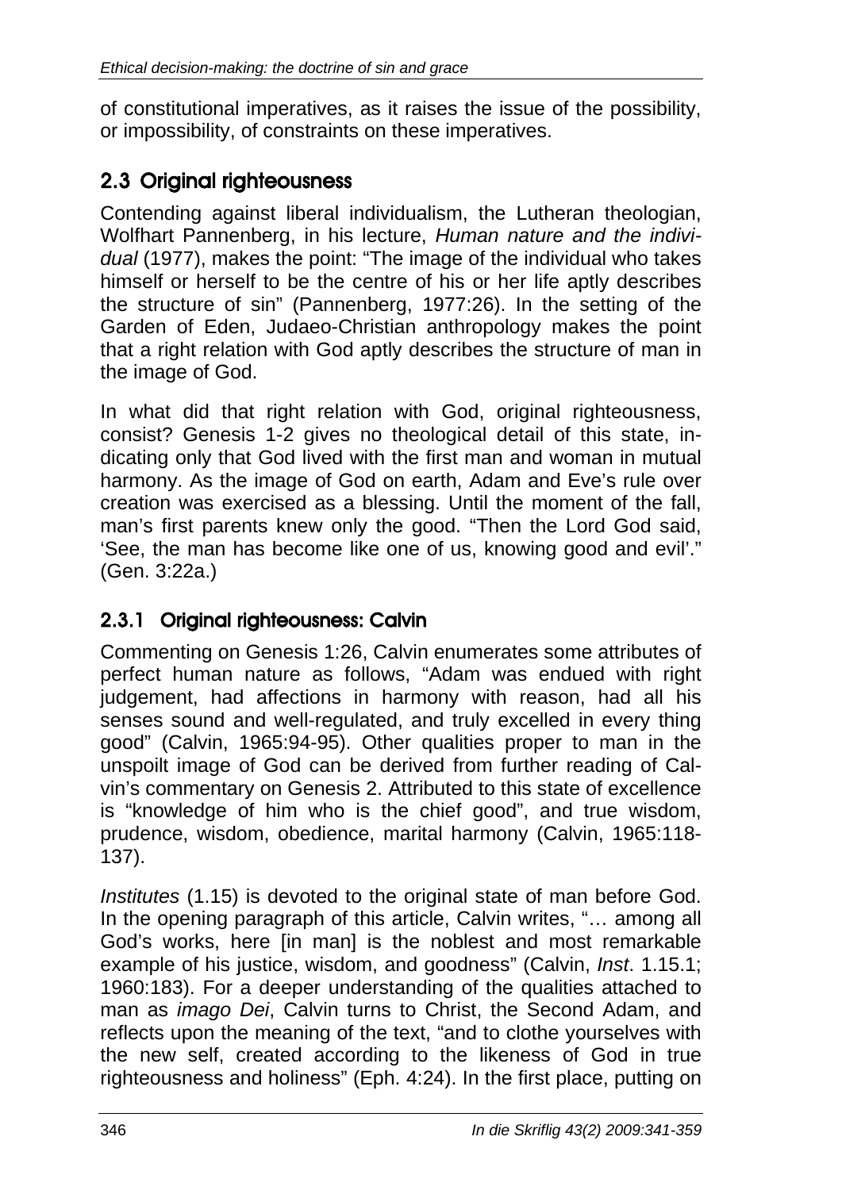of constitutional imperatives, as it raises the issue of the possibility, or impossibility, of constraints on these imperatives.

## 2.3 Original righteousness

Contending against liberal individualism, the Lutheran theologian, Wolfhart Pannenberg, in his lecture, *Human nature and the individual* (1977), makes the point: "The image of the individual who takes himself or herself to be the centre of his or her life aptly describes the structure of sin" (Pannenberg, 1977:26). In the setting of the Garden of Eden, Judaeo-Christian anthropology makes the point that a right relation with God aptly describes the structure of man in the image of God.

In what did that right relation with God, original righteousness, consist? Genesis 1-2 gives no theological detail of this state, indicating only that God lived with the first man and woman in mutual harmony. As the image of God on earth, Adam and Eve's rule over creation was exercised as a blessing. Until the moment of the fall, man's first parents knew only the good. "Then the Lord God said, 'See, the man has become like one of us, knowing good and evil'." (Gen. 3:22a.)

### 2.3.1 Original righteousness: Calvin

Commenting on Genesis 1:26, Calvin enumerates some attributes of perfect human nature as follows, "Adam was endued with right judgement, had affections in harmony with reason, had all his senses sound and well-regulated, and truly excelled in every thing good" (Calvin, 1965:94-95). Other qualities proper to man in the unspoilt image of God can be derived from further reading of Calvin's commentary on Genesis 2. Attributed to this state of excellence is "knowledge of him who is the chief good", and true wisdom, prudence, wisdom, obedience, marital harmony (Calvin, 1965:118-137).

*Institutes* (1.15) is devoted to the original state of man before God. In the opening paragraph of this article, Calvin writes, "… among all God's works, here [in man] is the noblest and most remarkable example of his justice, wisdom, and goodness" (Calvin, *Inst*. 1.15.1; 1960:183). For a deeper understanding of the qualities attached to man as *imago Dei*, Calvin turns to Christ, the Second Adam, and reflects upon the meaning of the text, "and to clothe yourselves with the new self, created according to the likeness of God in true righteousness and holiness" (Eph. 4:24). In the first place, putting on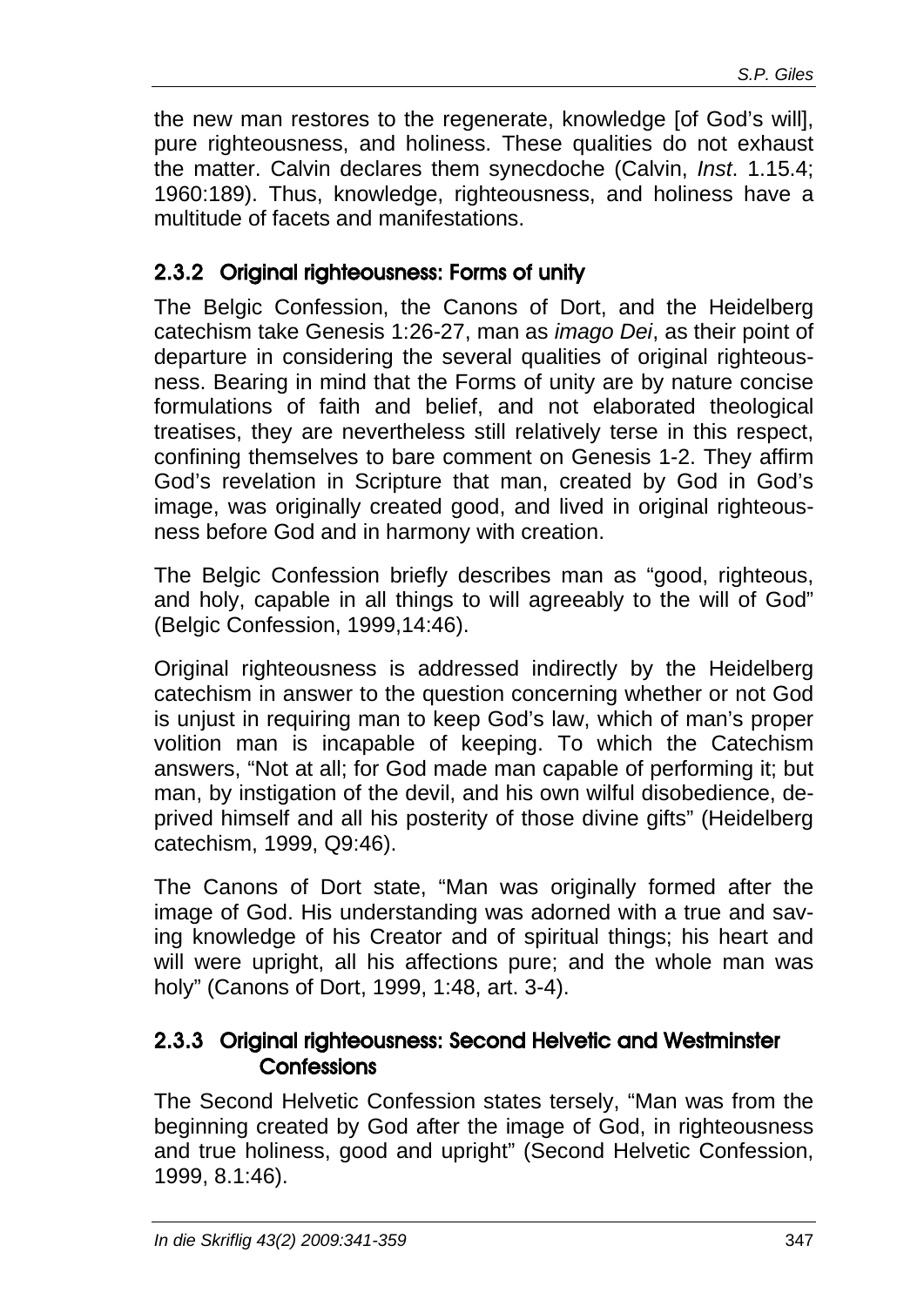the new man restores to the regenerate, knowledge [of God's will], pure righteousness, and holiness. These qualities do not exhaust the matter. Calvin declares them synecdoche (Calvin, *Inst*. 1.15.4; 1960:189). Thus, knowledge, righteousness, and holiness have a multitude of facets and manifestations.

### 2.3.2 Original righteousness: Forms of unity

The Belgic Confession, the Canons of Dort, and the Heidelberg catechism take Genesis 1:26-27, man as *imago Dei*, as their point of departure in considering the several qualities of original righteousness. Bearing in mind that the Forms of unity are by nature concise formulations of faith and belief, and not elaborated theological treatises, they are nevertheless still relatively terse in this respect, confining themselves to bare comment on Genesis 1-2. They affirm God's revelation in Scripture that man, created by God in God's image, was originally created good, and lived in original righteousness before God and in harmony with creation.

The Belgic Confession briefly describes man as "good, righteous, and holy, capable in all things to will agreeably to the will of God" (Belgic Confession, 1999,14:46).

Original righteousness is addressed indirectly by the Heidelberg catechism in answer to the question concerning whether or not God is unjust in requiring man to keep God's law, which of man's proper volition man is incapable of keeping. To which the Catechism answers, "Not at all; for God made man capable of performing it; but man, by instigation of the devil, and his own wilful disobedience, deprived himself and all his posterity of those divine gifts" (Heidelberg catechism, 1999, Q9:46).

The Canons of Dort state, "Man was originally formed after the image of God. His understanding was adorned with a true and saving knowledge of his Creator and of spiritual things; his heart and will were upright, all his affections pure; and the whole man was holy" (Canons of Dort, 1999, 1:48, art. 3-4).

### 2.3.3 Original righteousness: Second Helvetic and Westminster Confessions

The Second Helvetic Confession states tersely, "Man was from the beginning created by God after the image of God, in righteousness and true holiness, good and upright" (Second Helvetic Confession, 1999, 8.1:46).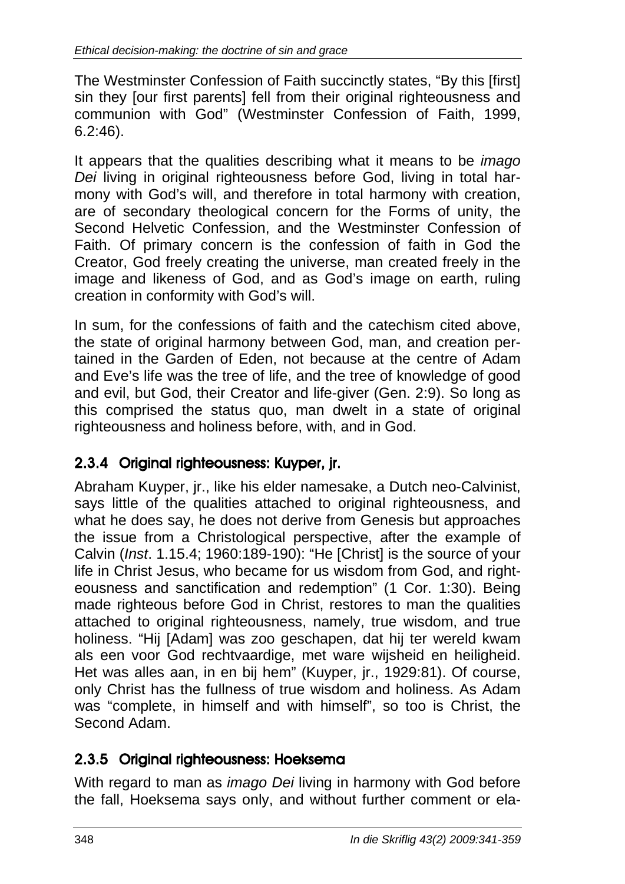The Westminster Confession of Faith succinctly states, "By this [first] sin they [our first parents] fell from their original righteousness and communion with God" (Westminster Confession of Faith, 1999, 6.2:46).

It appears that the qualities describing what it means to be *imago Dei* living in original righteousness before God, living in total harmony with God's will, and therefore in total harmony with creation, are of secondary theological concern for the Forms of unity, the Second Helvetic Confession, and the Westminster Confession of Faith. Of primary concern is the confession of faith in God the Creator, God freely creating the universe, man created freely in the image and likeness of God, and as God's image on earth, ruling creation in conformity with God's will.

In sum, for the confessions of faith and the catechism cited above, the state of original harmony between God, man, and creation pertained in the Garden of Eden, not because at the centre of Adam and Eve's life was the tree of life, and the tree of knowledge of good and evil, but God, their Creator and life-giver (Gen. 2:9). So long as this comprised the status quo, man dwelt in a state of original righteousness and holiness before, with, and in God.

### 2.3.4 Original righteousness: Kuyper, jr.

Abraham Kuyper, jr., like his elder namesake, a Dutch neo-Calvinist, says little of the qualities attached to original righteousness, and what he does say, he does not derive from Genesis but approaches the issue from a Christological perspective, after the example of Calvin (*Inst*. 1.15.4; 1960:189-190): "He [Christ] is the source of your life in Christ Jesus, who became for us wisdom from God, and righteousness and sanctification and redemption" (1 Cor. 1:30). Being made righteous before God in Christ, restores to man the qualities attached to original righteousness, namely, true wisdom, and true holiness. "Hij [Adam] was zoo geschapen, dat hij ter wereld kwam als een voor God rechtvaardige, met ware wijsheid en heiligheid. Het was alles aan, in en bij hem" (Kuyper, jr., 1929:81). Of course, only Christ has the fullness of true wisdom and holiness. As Adam was "complete, in himself and with himself", so too is Christ, the Second Adam.

### 2.3.5 Original righteousness: Hoeksema

With regard to man as *imago Dei* living in harmony with God before the fall, Hoeksema says only, and without further comment or ela-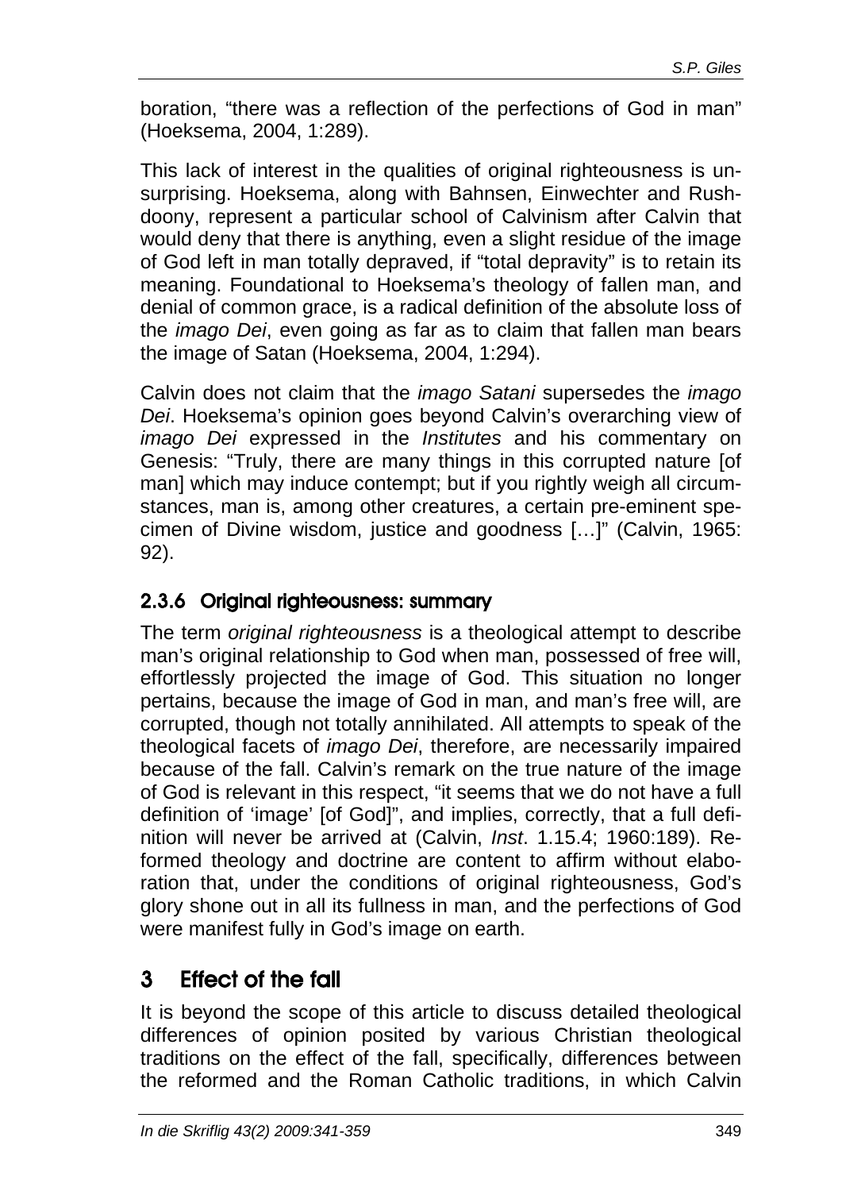boration, "there was a reflection of the perfections of God in man" (Hoeksema, 2004, 1:289).

This lack of interest in the qualities of original righteousness is unsurprising. Hoeksema, along with Bahnsen, Einwechter and Rushdoony, represent a particular school of Calvinism after Calvin that would deny that there is anything, even a slight residue of the image of God left in man totally depraved, if "total depravity" is to retain its meaning. Foundational to Hoeksema's theology of fallen man, and denial of common grace, is a radical definition of the absolute loss of the *imago Dei*, even going as far as to claim that fallen man bears the image of Satan (Hoeksema, 2004, 1:294).

Calvin does not claim that the *imago Satani* supersedes the *imago Dei*. Hoeksema's opinion goes beyond Calvin's overarching view of *imago Dei* expressed in the *Institutes* and his commentary on Genesis: "Truly, there are many things in this corrupted nature [of man] which may induce contempt; but if you rightly weigh all circumstances, man is, among other creatures, a certain pre-eminent specimen of Divine wisdom, justice and goodness […]" (Calvin, 1965: 92).

### 2.3.6 Original righteousness: summary

The term *original righteousness* is a theological attempt to describe man's original relationship to God when man, possessed of free will, effortlessly projected the image of God. This situation no longer pertains, because the image of God in man, and man's free will, are corrupted, though not totally annihilated. All attempts to speak of the theological facets of *imago Dei*, therefore, are necessarily impaired because of the fall. Calvin's remark on the true nature of the image of God is relevant in this respect, "it seems that we do not have a full definition of 'image' [of God]", and implies, correctly, that a full definition will never be arrived at (Calvin, *Inst*. 1.15.4; 1960:189). Reformed theology and doctrine are content to affirm without elaboration that, under the conditions of original righteousness, God's glory shone out in all its fullness in man, and the perfections of God were manifest fully in God's image on earth.

## 3 Effect of the fall

It is beyond the scope of this article to discuss detailed theological differences of opinion posited by various Christian theological traditions on the effect of the fall, specifically, differences between the reformed and the Roman Catholic traditions, in which Calvin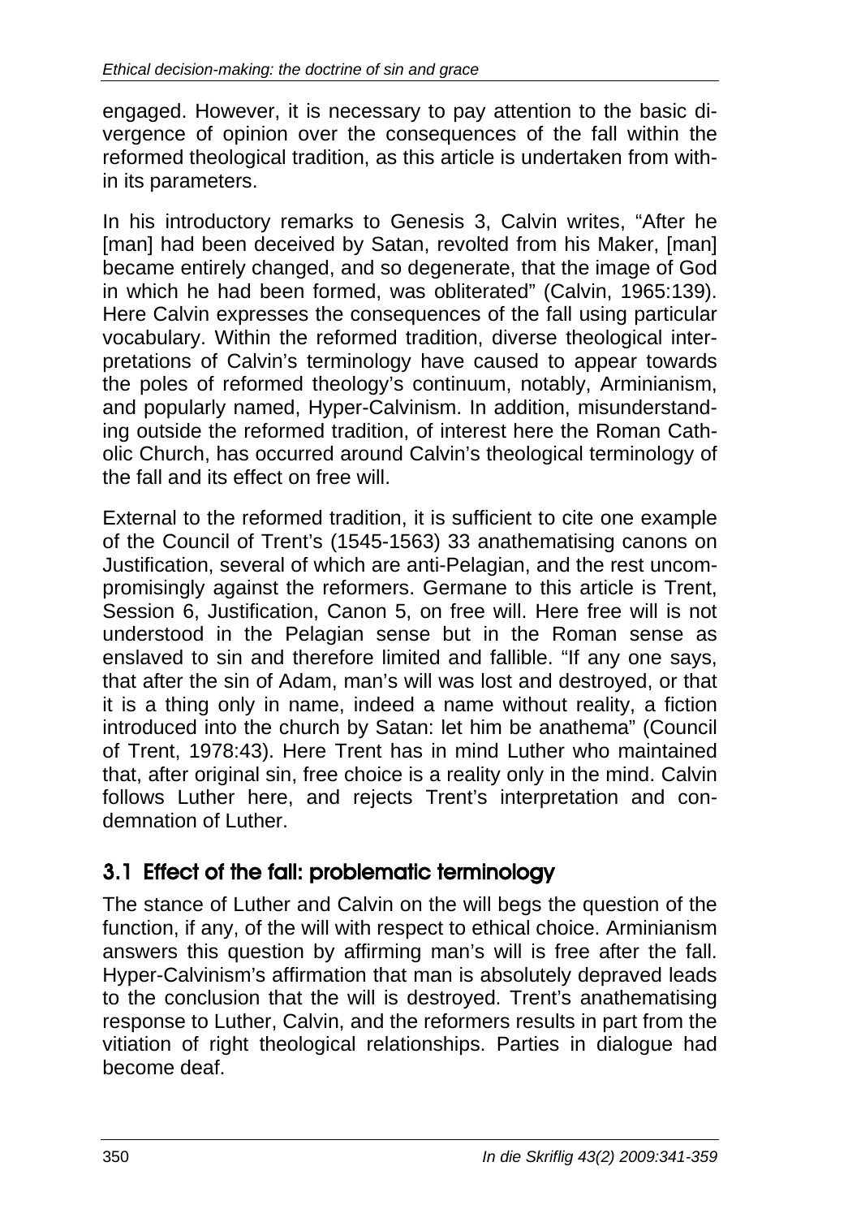engaged. However, it is necessary to pay attention to the basic divergence of opinion over the consequences of the fall within the reformed theological tradition, as this article is undertaken from within its parameters.

In his introductory remarks to Genesis 3, Calvin writes, "After he [man] had been deceived by Satan, revolted from his Maker, [man] became entirely changed, and so degenerate, that the image of God in which he had been formed, was obliterated" (Calvin, 1965:139). Here Calvin expresses the consequences of the fall using particular vocabulary. Within the reformed tradition, diverse theological interpretations of Calvin's terminology have caused to appear towards the poles of reformed theology's continuum, notably, Arminianism, and popularly named, Hyper-Calvinism. In addition, misunderstanding outside the reformed tradition, of interest here the Roman Catholic Church, has occurred around Calvin's theological terminology of the fall and its effect on free will.

External to the reformed tradition, it is sufficient to cite one example of the Council of Trent's (1545-1563) 33 anathematising canons on Justification, several of which are anti-Pelagian, and the rest uncompromisingly against the reformers. Germane to this article is Trent, Session 6, Justification, Canon 5, on free will. Here free will is not understood in the Pelagian sense but in the Roman sense as enslaved to sin and therefore limited and fallible. "If any one says, that after the sin of Adam, man's will was lost and destroyed, or that it is a thing only in name, indeed a name without reality, a fiction introduced into the church by Satan: let him be anathema" (Council of Trent, 1978:43). Here Trent has in mind Luther who maintained that, after original sin, free choice is a reality only in the mind. Calvin follows Luther here, and rejects Trent's interpretation and condemnation of Luther.

### 3.1 Effect of the fall: problematic terminology

The stance of Luther and Calvin on the will begs the question of the function, if any, of the will with respect to ethical choice. Arminianism answers this question by affirming man's will is free after the fall. Hyper-Calvinism's affirmation that man is absolutely depraved leads to the conclusion that the will is destroyed. Trent's anathematising response to Luther, Calvin, and the reformers results in part from the vitiation of right theological relationships. Parties in dialogue had become deaf.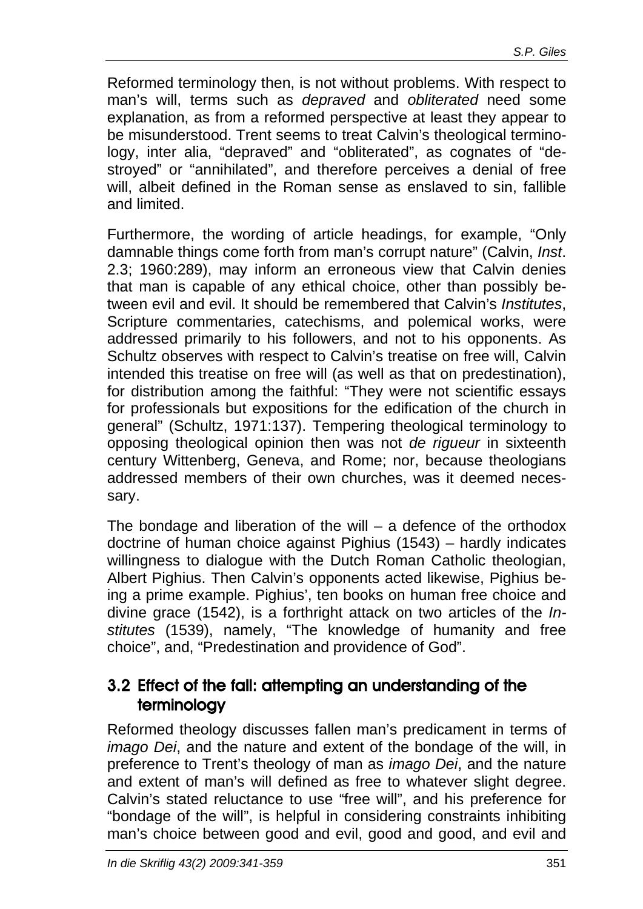Reformed terminology then, is not without problems. With respect to man's will, terms such as *depraved* and *obliterated* need some explanation, as from a reformed perspective at least they appear to be misunderstood. Trent seems to treat Calvin's theological terminology, inter alia, "depraved" and "obliterated", as cognates of "destroyed" or "annihilated", and therefore perceives a denial of free will, albeit defined in the Roman sense as enslaved to sin, fallible and limited.

Furthermore, the wording of article headings, for example, "Only damnable things come forth from man's corrupt nature" (Calvin, *Inst*. 2.3; 1960:289), may inform an erroneous view that Calvin denies that man is capable of any ethical choice, other than possibly between evil and evil. It should be remembered that Calvin's *Institutes*, Scripture commentaries, catechisms, and polemical works, were addressed primarily to his followers, and not to his opponents. As Schultz observes with respect to Calvin's treatise on free will, Calvin intended this treatise on free will (as well as that on predestination), for distribution among the faithful: "They were not scientific essays for professionals but expositions for the edification of the church in general" (Schultz, 1971:137). Tempering theological terminology to opposing theological opinion then was not *de rigueur* in sixteenth century Wittenberg, Geneva, and Rome; nor, because theologians addressed members of their own churches, was it deemed necessary.

The bondage and liberation of the will – a defence of the orthodox doctrine of human choice against Pighius (1543) – hardly indicates willingness to dialogue with the Dutch Roman Catholic theologian, Albert Pighius. Then Calvin's opponents acted likewise, Pighius being a prime example. Pighius', ten books on human free choice and divine grace (1542), is a forthright attack on two articles of the *Institutes* (1539), namely, "The knowledge of humanity and free choice", and, "Predestination and providence of God".

### 3.2 Effect of the fall: attempting an understanding of the terminology

Reformed theology discusses fallen man's predicament in terms of *imago Dei*, and the nature and extent of the bondage of the will, in preference to Trent's theology of man as *imago Dei*, and the nature and extent of man's will defined as free to whatever slight degree. Calvin's stated reluctance to use "free will", and his preference for "bondage of the will", is helpful in considering constraints inhibiting man's choice between good and evil, good and good, and evil and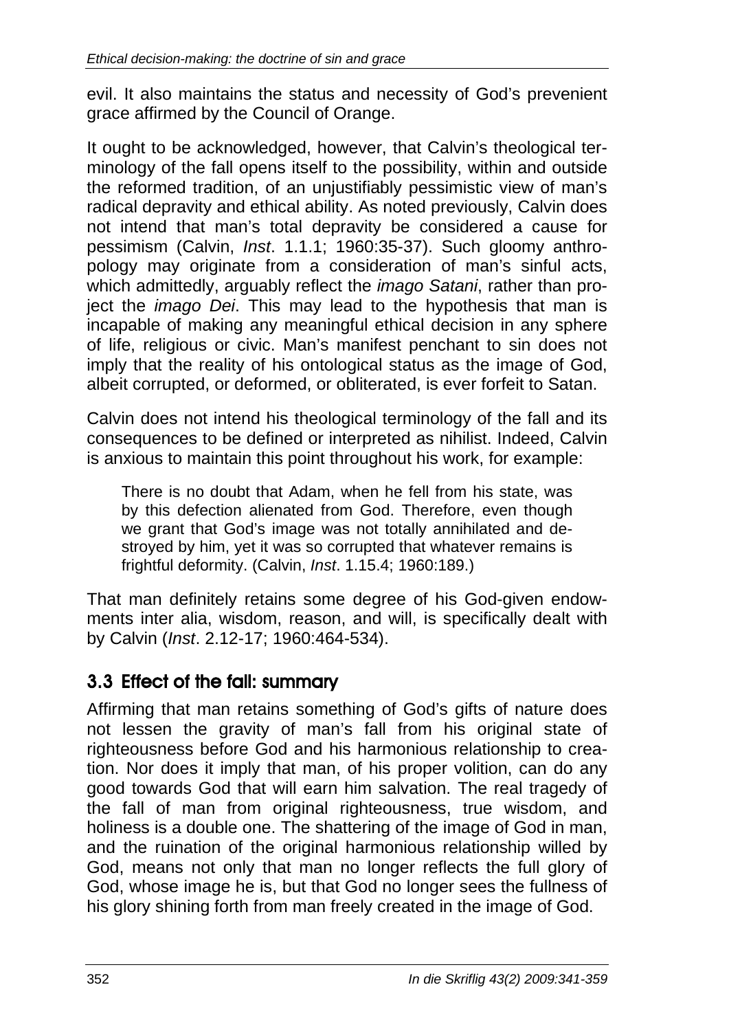evil. It also maintains the status and necessity of God's prevenient grace affirmed by the Council of Orange.

It ought to be acknowledged, however, that Calvin's theological terminology of the fall opens itself to the possibility, within and outside the reformed tradition, of an unjustifiably pessimistic view of man's radical depravity and ethical ability. As noted previously, Calvin does not intend that man's total depravity be considered a cause for pessimism (Calvin, *Inst*. 1.1.1; 1960:35-37). Such gloomy anthropology may originate from a consideration of man's sinful acts, which admittedly, arguably reflect the *imago Satani*, rather than project the *imago Dei*. This may lead to the hypothesis that man is incapable of making any meaningful ethical decision in any sphere of life, religious or civic. Man's manifest penchant to sin does not imply that the reality of his ontological status as the image of God, albeit corrupted, or deformed, or obliterated, is ever forfeit to Satan.

Calvin does not intend his theological terminology of the fall and its consequences to be defined or interpreted as nihilist. Indeed, Calvin is anxious to maintain this point throughout his work, for example:

> There is no doubt that Adam, when he fell from his state, was by this defection alienated from God. Therefore, even though we grant that God's image was not totally annihilated and destroyed by him, yet it was so corrupted that whatever remains is frightful deformity. (Calvin, *Inst*. 1.15.4; 1960:189.)

That man definitely retains some degree of his God-given endowments inter alia, wisdom, reason, and will, is specifically dealt with by Calvin (*Inst*. 2.12-17; 1960:464-534).

## 3.3 Effect of the fall: summary

Affirming that man retains something of God's gifts of nature does not lessen the gravity of man's fall from his original state of righteousness before God and his harmonious relationship to creation. Nor does it imply that man, of his proper volition, can do any good towards God that will earn him salvation. The real tragedy of the fall of man from original righteousness, true wisdom, and holiness is a double one. The shattering of the image of God in man, and the ruination of the original harmonious relationship willed by God, means not only that man no longer reflects the full glory of God, whose image he is, but that God no longer sees the fullness of his glory shining forth from man freely created in the image of God.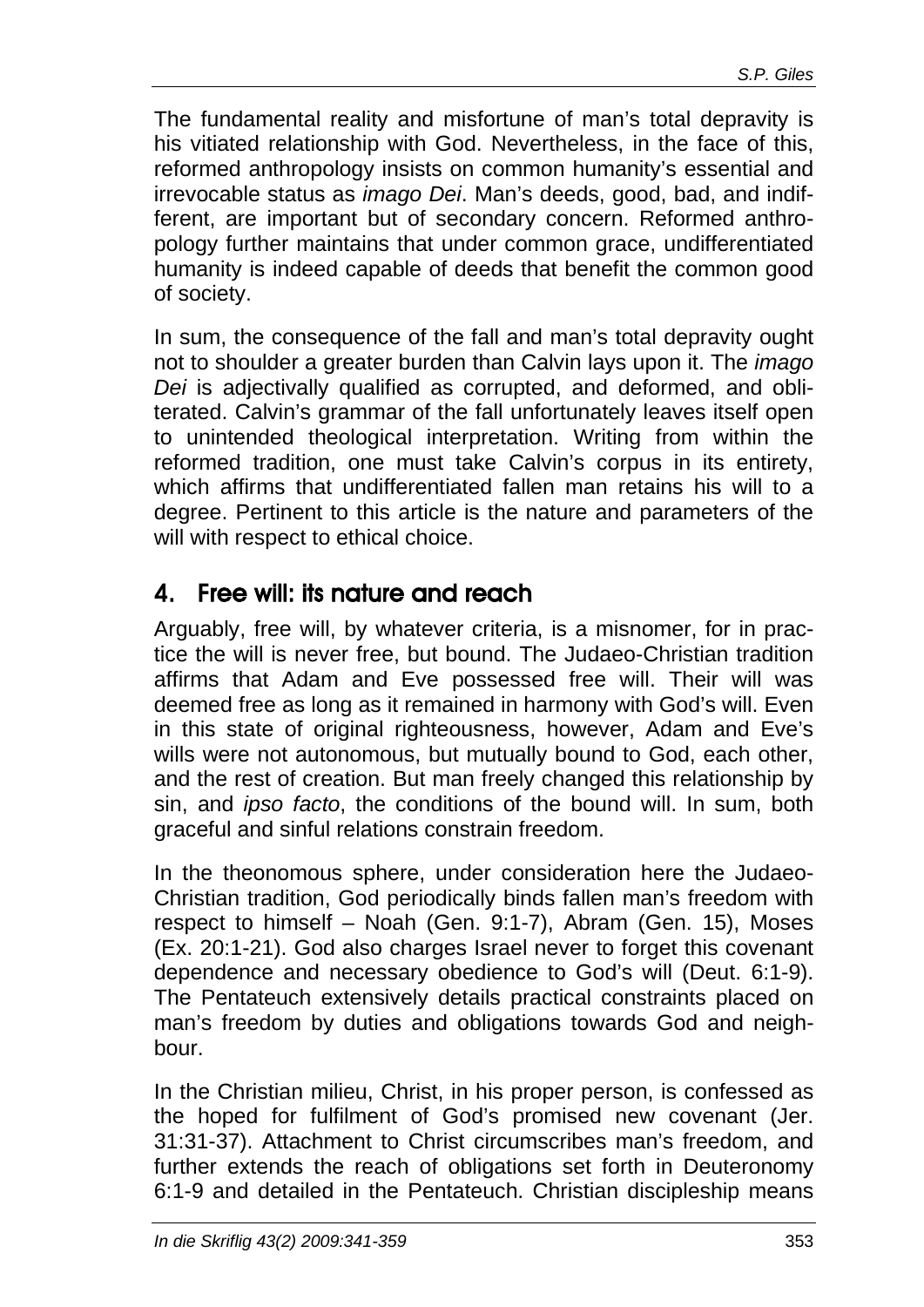The fundamental reality and misfortune of man's total depravity is his vitiated relationship with God. Nevertheless, in the face of this, reformed anthropology insists on common humanity's essential and irrevocable status as *imago Dei*. Man's deeds, good, bad, and indifferent, are important but of secondary concern. Reformed anthropology further maintains that under common grace, undifferentiated humanity is indeed capable of deeds that benefit the common good of society.

In sum, the consequence of the fall and man's total depravity ought not to shoulder a greater burden than Calvin lays upon it. The *imago Dei* is adjectivally qualified as corrupted, and deformed, and obliterated. Calvin's grammar of the fall unfortunately leaves itself open to unintended theological interpretation. Writing from within the reformed tradition, one must take Calvin's corpus in its entirety, which affirms that undifferentiated fallen man retains his will to a degree. Pertinent to this article is the nature and parameters of the will with respect to ethical choice.

## 4. Free will: its nature and reach

Arguably, free will, by whatever criteria, is a misnomer, for in practice the will is never free, but bound. The Judaeo-Christian tradition affirms that Adam and Eve possessed free will. Their will was deemed free as long as it remained in harmony with God's will. Even in this state of original righteousness, however, Adam and Eve's wills were not autonomous, but mutually bound to God, each other, and the rest of creation. But man freely changed this relationship by sin, and *ipso facto*, the conditions of the bound will. In sum, both graceful and sinful relations constrain freedom.

In the theonomous sphere, under consideration here the Judaeo-Christian tradition, God periodically binds fallen man's freedom with respect to himself – Noah (Gen. 9:1-7), Abram (Gen. 15), Moses (Ex. 20:1-21). God also charges Israel never to forget this covenant dependence and necessary obedience to God's will (Deut. 6:1-9). The Pentateuch extensively details practical constraints placed on man's freedom by duties and obligations towards God and neighbour.

In the Christian milieu, Christ, in his proper person, is confessed as the hoped for fulfilment of God's promised new covenant (Jer. 31:31-37). Attachment to Christ circumscribes man's freedom, and further extends the reach of obligations set forth in Deuteronomy 6:1-9 and detailed in the Pentateuch. Christian discipleship means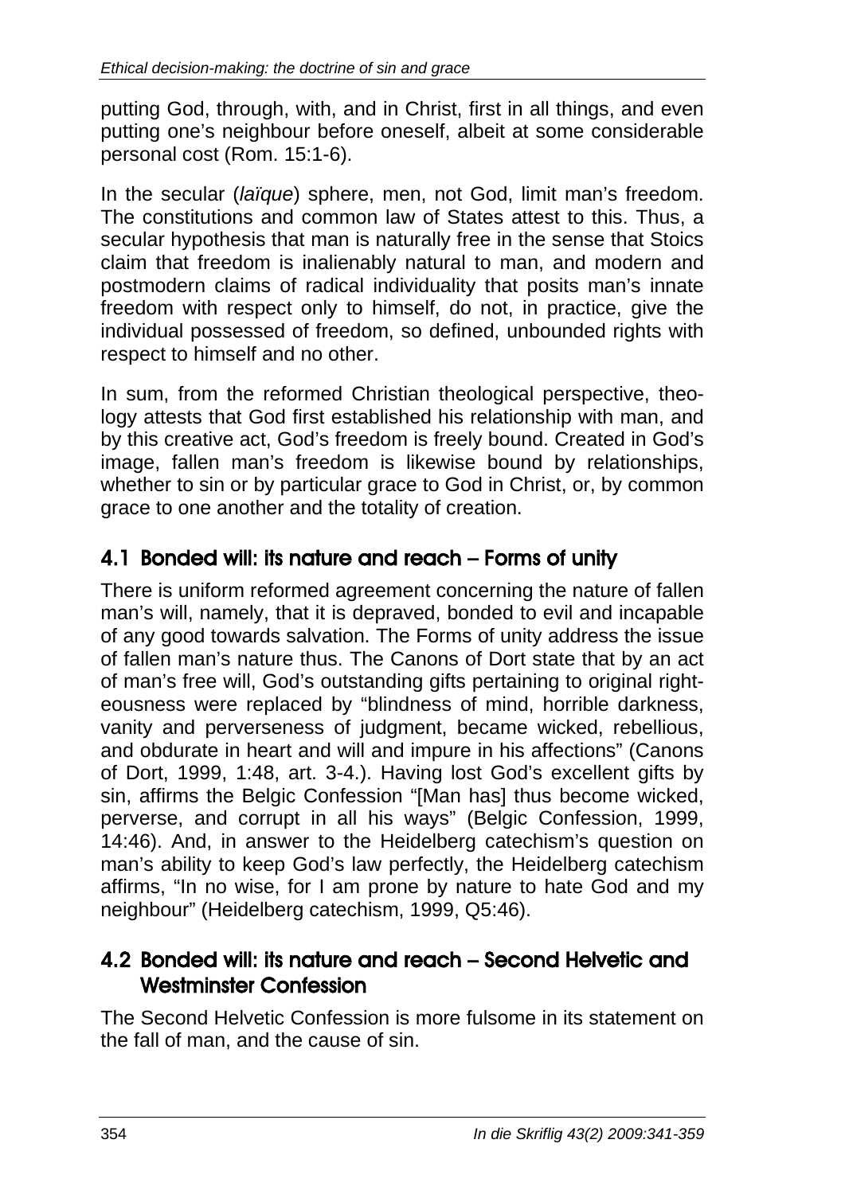putting God, through, with, and in Christ, first in all things, and even putting one's neighbour before oneself, albeit at some considerable personal cost (Rom. 15:1-6).

In the secular (*laïque*) sphere, men, not God, limit man's freedom. The constitutions and common law of States attest to this. Thus, a secular hypothesis that man is naturally free in the sense that Stoics claim that freedom is inalienably natural to man, and modern and postmodern claims of radical individuality that posits man's innate freedom with respect only to himself, do not, in practice, give the individual possessed of freedom, so defined, unbounded rights with respect to himself and no other.

In sum, from the reformed Christian theological perspective, theology attests that God first established his relationship with man, and by this creative act, God's freedom is freely bound. Created in God's image, fallen man's freedom is likewise bound by relationships, whether to sin or by particular grace to God in Christ, or, by common grace to one another and the totality of creation.

## 4.1 Bonded will: its nature and reach – Forms of unity

There is uniform reformed agreement concerning the nature of fallen man's will, namely, that it is depraved, bonded to evil and incapable of any good towards salvation. The Forms of unity address the issue of fallen man's nature thus. The Canons of Dort state that by an act of man's free will, God's outstanding gifts pertaining to original righteousness were replaced by "blindness of mind, horrible darkness, vanity and perverseness of judgment, became wicked, rebellious, and obdurate in heart and will and impure in his affections" (Canons of Dort, 1999, 1:48, art. 3-4.). Having lost God's excellent gifts by sin, affirms the Belgic Confession "[Man has] thus become wicked, perverse, and corrupt in all his ways" (Belgic Confession, 1999, 14:46). And, in answer to the Heidelberg catechism's question on man's ability to keep God's law perfectly, the Heidelberg catechism affirms, "In no wise, for I am prone by nature to hate God and my neighbour" (Heidelberg catechism, 1999, Q5:46).

## 4.2 Bonded will: its nature and reach – Second Helvetic and Westminster Confession

The Second Helvetic Confession is more fulsome in its statement on the fall of man, and the cause of sin.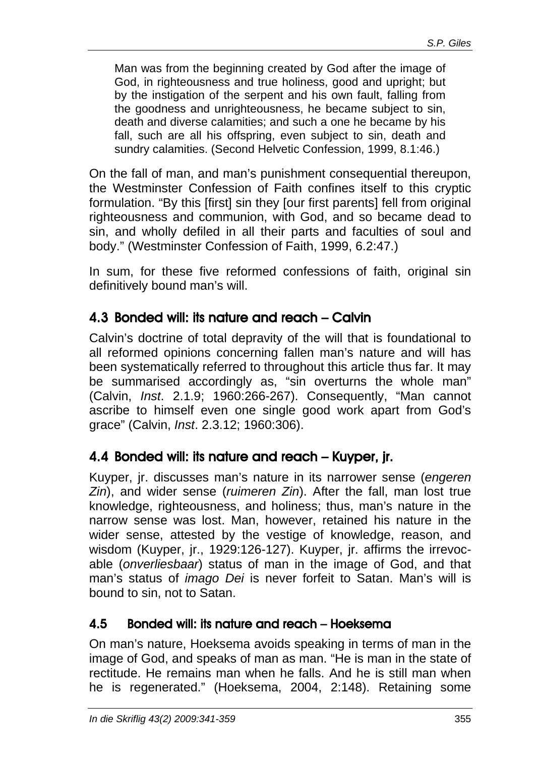> Man was from the beginning created by God after the image of God, in righteousness and true holiness, good and upright; but by the instigation of the serpent and his own fault, falling from the goodness and unrighteousness, he became subject to sin, death and diverse calamities; and such a one he became by his fall, such are all his offspring, even subject to sin, death and sundry calamities. (Second Helvetic Confession, 1999, 8.1:46.)

On the fall of man, and man's punishment consequential thereupon, the Westminster Confession of Faith confines itself to this cryptic formulation. "By this [first] sin they [our first parents] fell from original righteousness and communion, with God, and so became dead to sin, and wholly defiled in all their parts and faculties of soul and body." (Westminster Confession of Faith, 1999, 6.2:47.)

In sum, for these five reformed confessions of faith, original sin definitively bound man's will.

## 4.3 Bonded will: its nature and reach – Calvin

Calvin's doctrine of total depravity of the will that is foundational to all reformed opinions concerning fallen man's nature and will has been systematically referred to throughout this article thus far. It may be summarised accordingly as, "sin overturns the whole man" (Calvin, *Inst*. 2.1.9; 1960:266-267). Consequently, "Man cannot ascribe to himself even one single good work apart from God's grace" (Calvin, *Inst*. 2.3.12; 1960:306).

## 4.4 Bonded will: its nature and reach – Kuyper, jr.

Kuyper, jr. discusses man's nature in its narrower sense (*engeren Zin*), and wider sense (*ruimeren Zin*). After the fall, man lost true knowledge, righteousness, and holiness; thus, man's nature in the narrow sense was lost. Man, however, retained his nature in the wider sense, attested by the vestige of knowledge, reason, and wisdom (Kuyper, jr., 1929:126-127). Kuyper, jr. affirms the irrevocable (*onverliesbaar*) status of man in the image of God, and that man's status of *imago Dei* is never forfeit to Satan. Man's will is bound to sin, not to Satan.

## 4.5 Bonded will: its nature and reach – Hoeksema

On man's nature, Hoeksema avoids speaking in terms of man in the image of God, and speaks of man as man. "He is man in the state of rectitude. He remains man when he falls. And he is still man when he is regenerated." (Hoeksema, 2004, 2:148). Retaining some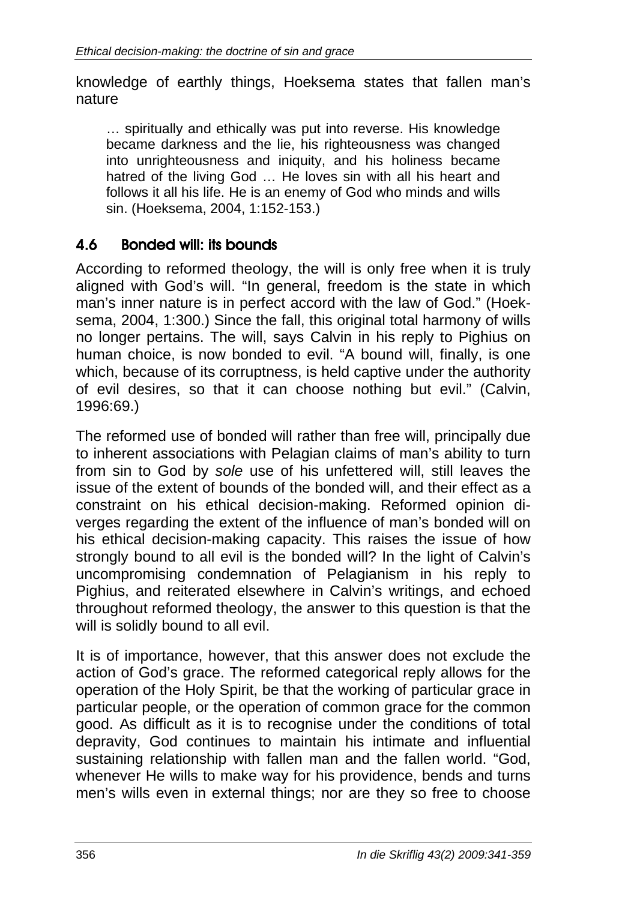knowledge of earthly things, Hoeksema states that fallen man's nature

> … spiritually and ethically was put into reverse. His knowledge became darkness and the lie, his righteousness was changed into unrighteousness and iniquity, and his holiness became hatred of the living God … He loves sin with all his heart and follows it all his life. He is an enemy of God who minds and wills sin. (Hoeksema, 2004, 1:152-153.)

## 4.6 Bonded will: its bounds

According to reformed theology, the will is only free when it is truly aligned with God's will. "In general, freedom is the state in which man's inner nature is in perfect accord with the law of God." (Hoeksema, 2004, 1:300.) Since the fall, this original total harmony of wills no longer pertains. The will, says Calvin in his reply to Pighius on human choice, is now bonded to evil. "A bound will, finally, is one which, because of its corruptness, is held captive under the authority of evil desires, so that it can choose nothing but evil." (Calvin, 1996:69.)

The reformed use of bonded will rather than free will, principally due to inherent associations with Pelagian claims of man's ability to turn from sin to God by *sole* use of his unfettered will, still leaves the issue of the extent of bounds of the bonded will, and their effect as a constraint on his ethical decision-making. Reformed opinion diverges regarding the extent of the influence of man's bonded will on his ethical decision-making capacity. This raises the issue of how strongly bound to all evil is the bonded will? In the light of Calvin's uncompromising condemnation of Pelagianism in his reply to Pighius, and reiterated elsewhere in Calvin's writings, and echoed throughout reformed theology, the answer to this question is that the will is solidly bound to all evil.

It is of importance, however, that this answer does not exclude the action of God's grace. The reformed categorical reply allows for the operation of the Holy Spirit, be that the working of particular grace in particular people, or the operation of common grace for the common good. As difficult as it is to recognise under the conditions of total depravity, God continues to maintain his intimate and influential sustaining relationship with fallen man and the fallen world. "God, whenever He wills to make way for his providence, bends and turns men's wills even in external things; nor are they so free to choose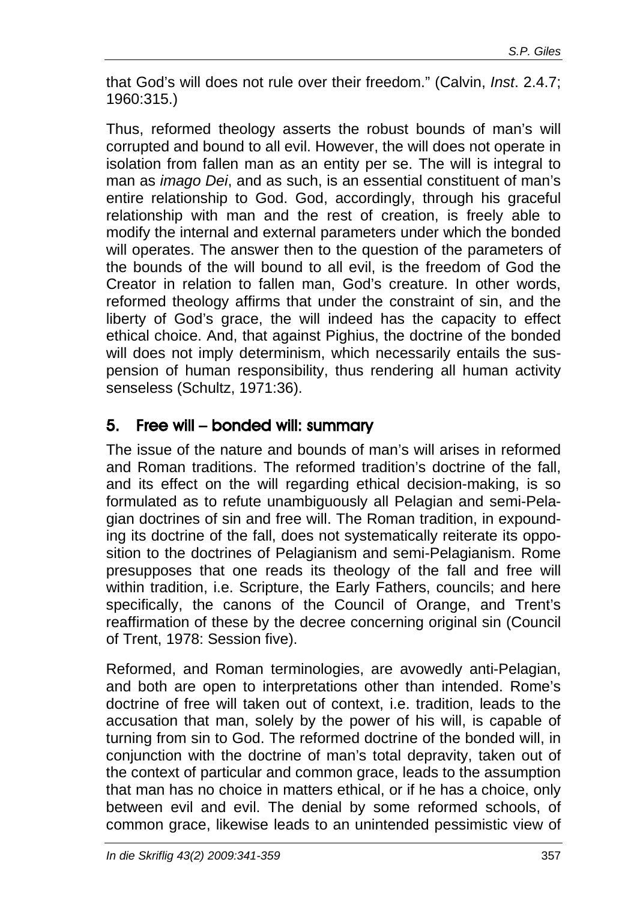that God's will does not rule over their freedom." (Calvin, *Inst*. 2.4.7; 1960:315.)

Thus, reformed theology asserts the robust bounds of man's will corrupted and bound to all evil. However, the will does not operate in isolation from fallen man as an entity per se. The will is integral to man as *imago Dei*, and as such, is an essential constituent of man's entire relationship to God. God, accordingly, through his graceful relationship with man and the rest of creation, is freely able to modify the internal and external parameters under which the bonded will operates. The answer then to the question of the parameters of the bounds of the will bound to all evil, is the freedom of God the Creator in relation to fallen man, God's creature. In other words, reformed theology affirms that under the constraint of sin, and the liberty of God's grace, the will indeed has the capacity to effect ethical choice. And, that against Pighius, the doctrine of the bonded will does not imply determinism, which necessarily entails the suspension of human responsibility, thus rendering all human activity senseless (Schultz, 1971:36).

## 5. Free will – bonded will: summary

The issue of the nature and bounds of man's will arises in reformed and Roman traditions. The reformed tradition's doctrine of the fall, and its effect on the will regarding ethical decision-making, is so formulated as to refute unambiguously all Pelagian and semi-Pelagian doctrines of sin and free will. The Roman tradition, in expounding its doctrine of the fall, does not systematically reiterate its opposition to the doctrines of Pelagianism and semi-Pelagianism. Rome presupposes that one reads its theology of the fall and free will within tradition, i.e. Scripture, the Early Fathers, councils; and here specifically, the canons of the Council of Orange, and Trent's reaffirmation of these by the decree concerning original sin (Council of Trent, 1978: Session five).

Reformed, and Roman terminologies, are avowedly anti-Pelagian, and both are open to interpretations other than intended. Rome's doctrine of free will taken out of context, i.e. tradition, leads to the accusation that man, solely by the power of his will, is capable of turning from sin to God. The reformed doctrine of the bonded will, in conjunction with the doctrine of man's total depravity, taken out of the context of particular and common grace, leads to the assumption that man has no choice in matters ethical, or if he has a choice, only between evil and evil. The denial by some reformed schools, of common grace, likewise leads to an unintended pessimistic view of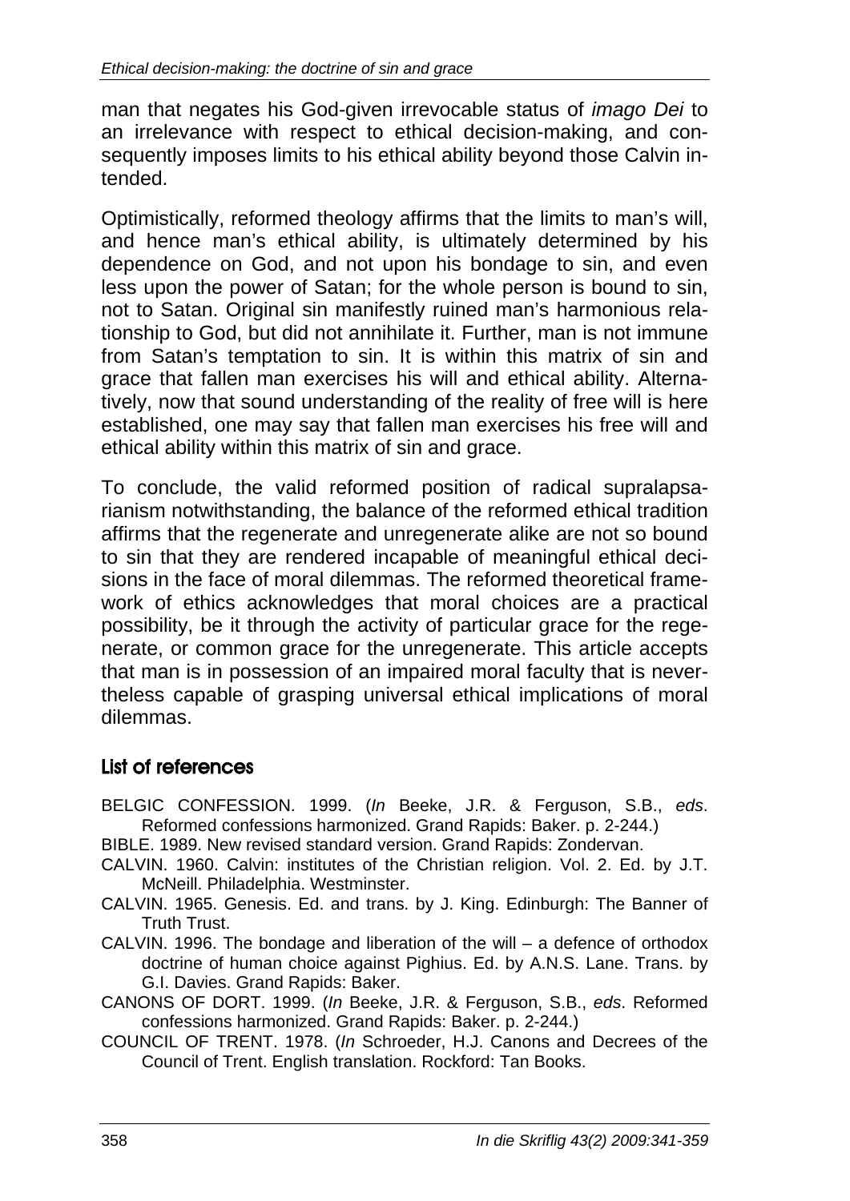man that negates his God-given irrevocable status of *imago Dei* to an irrelevance with respect to ethical decision-making, and consequently imposes limits to his ethical ability beyond those Calvin intended.

Optimistically, reformed theology affirms that the limits to man's will, and hence man's ethical ability, is ultimately determined by his dependence on God, and not upon his bondage to sin, and even less upon the power of Satan; for the whole person is bound to sin, not to Satan. Original sin manifestly ruined man's harmonious relationship to God, but did not annihilate it. Further, man is not immune from Satan's temptation to sin. It is within this matrix of sin and grace that fallen man exercises his will and ethical ability. Alternatively, now that sound understanding of the reality of free will is here established, one may say that fallen man exercises his free will and ethical ability within this matrix of sin and grace.

To conclude, the valid reformed position of radical supralapsarianism notwithstanding, the balance of the reformed ethical tradition affirms that the regenerate and unregenerate alike are not so bound to sin that they are rendered incapable of meaningful ethical decisions in the face of moral dilemmas. The reformed theoretical framework of ethics acknowledges that moral choices are a practical possibility, be it through the activity of particular grace for the regenerate, or common grace for the unregenerate. This article accepts that man is in possession of an impaired moral faculty that is nevertheless capable of grasping universal ethical implications of moral dilemmas.

## List of references

BELGIC CONFESSION. 1999. (*In* Beeke, J.R. & Ferguson, S.B., *eds*. Reformed confessions harmonized. Grand Rapids: Baker. p. 2-244.)

BIBLE. 1989. New revised standard version. Grand Rapids: Zondervan.

CALVIN. 1960. Calvin: institutes of the Christian religion. Vol. 2. Ed. by J.T. McNeill. Philadelphia. Westminster.

CALVIN. 1965. Genesis. Ed. and trans. by J. King. Edinburgh: The Banner of Truth Trust.

CALVIN. 1996. The bondage and liberation of the will – a defence of orthodox doctrine of human choice against Pighius. Ed. by A.N.S. Lane. Trans. by G.I. Davies. Grand Rapids: Baker.

CANONS OF DORT. 1999. (*In* Beeke, J.R. & Ferguson, S.B., *eds*. Reformed confessions harmonized. Grand Rapids: Baker. p. 2-244.)

COUNCIL OF TRENT. 1978. (*In* Schroeder, H.J. Canons and Decrees of the Council of Trent. English translation. Rockford: Tan Books.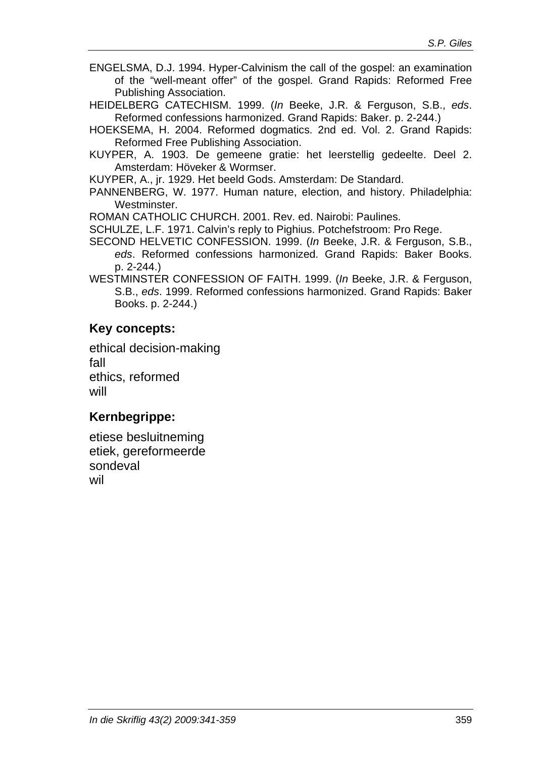ENGELSMA, D.J. 1994. Hyper-Calvinism the call of the gospel: an examination of the "well-meant offer" of the gospel. Grand Rapids: Reformed Free Publishing Association.

HEIDELBERG CATECHISM. 1999. (*In* Beeke, J.R. & Ferguson, S.B., *eds*. Reformed confessions harmonized. Grand Rapids: Baker. p. 2-244.)

HOEKSEMA, H. 2004. Reformed dogmatics. 2nd ed. Vol. 2. Grand Rapids: Reformed Free Publishing Association.

KUYPER, A. 1903. De gemeene gratie: het leerstellig gedeelte. Deel 2. Amsterdam: Höveker & Wormser.

KUYPER, A., jr. 1929. Het beeld Gods. Amsterdam: De Standard.

PANNENBERG, W. 1977. Human nature, election, and history. Philadelphia: Westminster.

ROMAN CATHOLIC CHURCH. 2001. Rev. ed. Nairobi: Paulines.

SCHULZE, L.F. 1971. Calvin's reply to Pighius. Potchefstroom: Pro Rege.

SECOND HELVETIC CONFESSION. 1999. (*In* Beeke, J.R. & Ferguson, S.B., *eds*. Reformed confessions harmonized. Grand Rapids: Baker Books. p. 2-244.)

WESTMINSTER CONFESSION OF FAITH. 1999. (*In* Beeke, J.R. & Ferguson, S.B., *eds*. 1999. Reformed confessions harmonized. Grand Rapids: Baker Books. p. 2-244.)

### Key concepts:

ethical decision-making
fall
ethics, reformed
will

### Kernbegrippe:

etiese besluitneming
etiek, gereformeerde
sondeval
wil